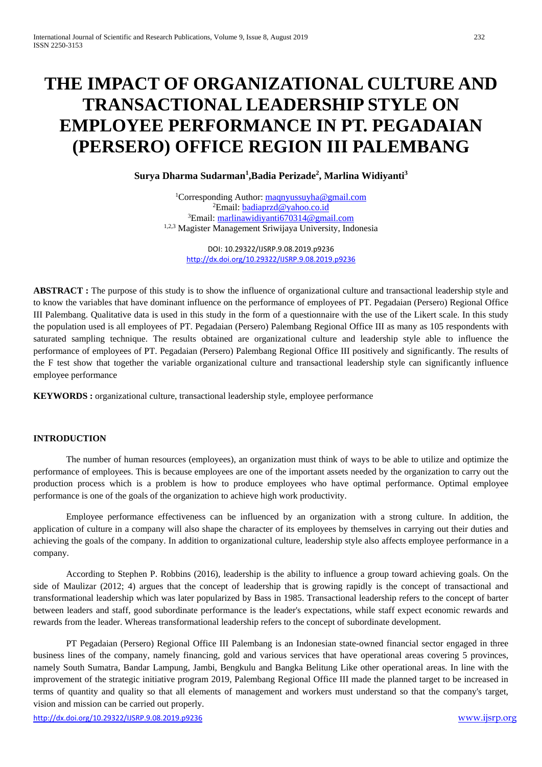# THE IMPACT OF ORGANIZATIONAL CULTURE AND TRANSACTIONAL LEADERSHIP STYLE ON EMPLOYEE PERFORMANCE IN PT. PEGADAIAN (PERSERO) OFFICE REGION III PALEMBANG

**Surya Dharma Sudarman[1], Badia Perizade[2], Marlina Widiyanti[3]**

[1]Corresponding Author: maqnyussuyha@gmail.com
[2]Email: badiaprzd@yahoo.co.id
[3]Email: marlinawidiyanti670314@gmail.com
[1,2,3] Magister Management Sriwijaya University, Indonesia

DOI: 10.29322/IJSRP.9.08.2019.p9236
http://dx.doi.org/10.29322/IJSRP.9.08.2019.p9236

**ABSTRACT :** The purpose of this study is to show the influence of organizational culture and transactional leadership style and to know the variables that have dominant influence on the performance of employees of PT. Pegadaian (Persero) Regional Office III Palembang. Qualitative data is used in this study in the form of a questionnaire with the use of the Likert scale. In this study the population used is all employees of PT. Pegadaian (Persero) Palembang Regional Office III as many as 105 respondents with saturated sampling technique. The results obtained are organizational culture and leadership style able to influence the performance of employees of PT. Pegadaian (Persero) Palembang Regional Office III positively and significantly. The results of the F test show that together the variable organizational culture and transactional leadership style can significantly influence employee performance

**KEYWORDS :** organizational culture, transactional leadership style, employee performance

## INTRODUCTION

The number of human resources (employees), an organization must think of ways to be able to utilize and optimize the performance of employees. This is because employees are one of the important assets needed by the organization to carry out the production process which is a problem is how to produce employees who have optimal performance. Optimal employee performance is one of the goals of the organization to achieve high work productivity.

Employee performance effectiveness can be influenced by an organization with a strong culture. In addition, the application of culture in a company will also shape the character of its employees by themselves in carrying out their duties and achieving the goals of the company. In addition to organizational culture, leadership style also affects employee performance in a company.

According to Stephen P. Robbins (2016), leadership is the ability to influence a group toward achieving goals. On the side of Maulizar (2012; 4) argues that the concept of leadership that is growing rapidly is the concept of transactional and transformational leadership which was later popularized by Bass in 1985. Transactional leadership refers to the concept of barter between leaders and staff, good subordinate performance is the leader's expectations, while staff expect economic rewards and rewards from the leader. Whereas transformational leadership refers to the concept of subordinate development.

PT Pegadaian (Persero) Regional Office III Palembang is an Indonesian state-owned financial sector engaged in three business lines of the company, namely financing, gold and various services that have operational areas covering 5 provinces, namely South Sumatra, Bandar Lampung, Jambi, Bengkulu and Bangka Belitung Like other operational areas. In line with the improvement of the strategic initiative program 2019, Palembang Regional Office III made the planned target to be increased in terms of quantity and quality so that all elements of management and workers must understand so that the company's target, vision and mission can be carried out properly.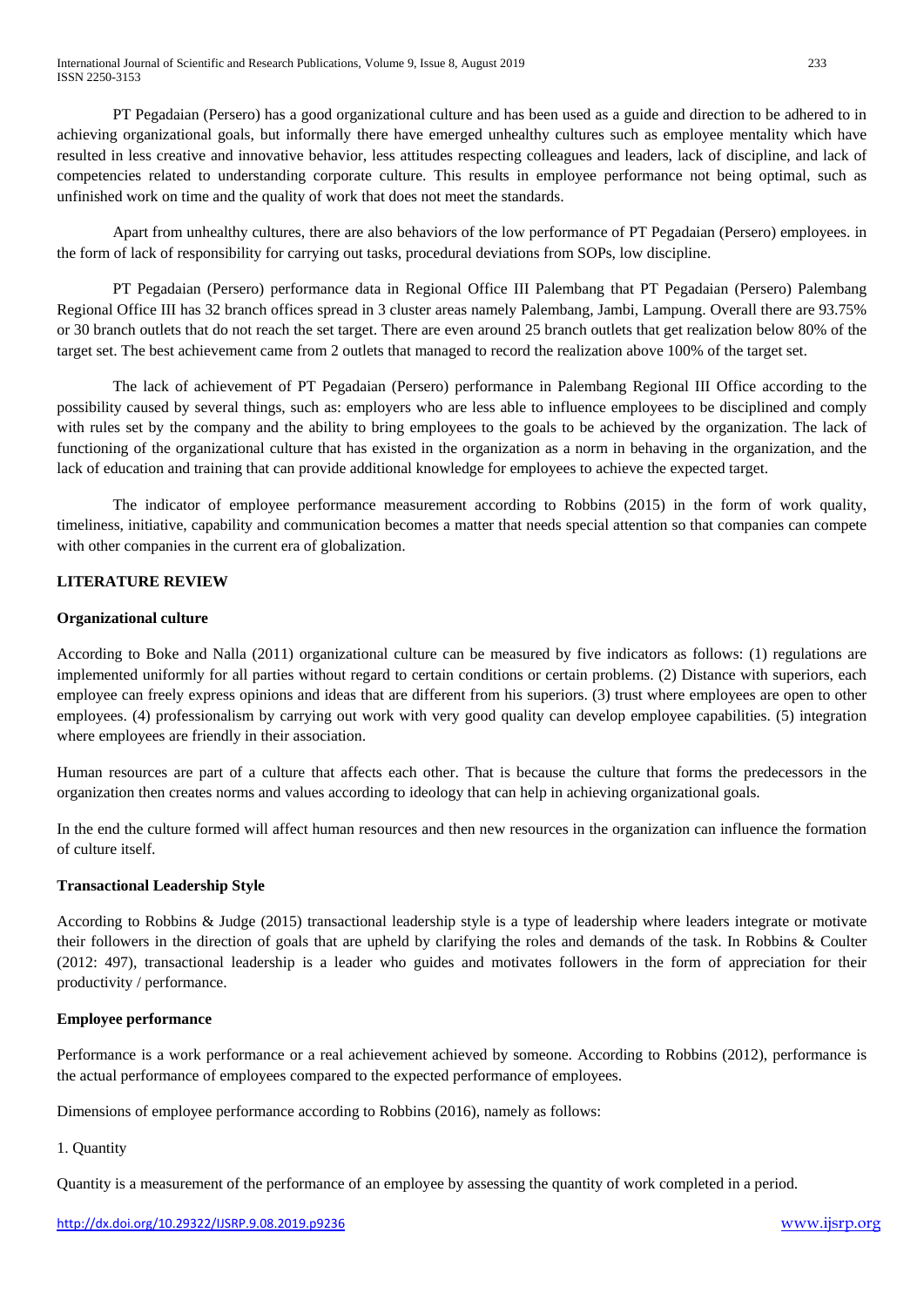PT Pegadaian (Persero) has a good organizational culture and has been used as a guide and direction to be adhered to in achieving organizational goals, but informally there have emerged unhealthy cultures such as employee mentality which have resulted in less creative and innovative behavior, less attitudes respecting colleagues and leaders, lack of discipline, and lack of competencies related to understanding corporate culture. This results in employee performance not being optimal, such as unfinished work on time and the quality of work that does not meet the standards.

Apart from unhealthy cultures, there are also behaviors of the low performance of PT Pegadaian (Persero) employees. in the form of lack of responsibility for carrying out tasks, procedural deviations from SOPs, low discipline.

PT Pegadaian (Persero) performance data in Regional Office III Palembang that PT Pegadaian (Persero) Palembang Regional Office III has 32 branch offices spread in 3 cluster areas namely Palembang, Jambi, Lampung. Overall there are 93.75% or 30 branch outlets that do not reach the set target. There are even around 25 branch outlets that get realization below 80% of the target set. The best achievement came from 2 outlets that managed to record the realization above 100% of the target set.

The lack of achievement of PT Pegadaian (Persero) performance in Palembang Regional III Office according to the possibility caused by several things, such as: employers who are less able to influence employees to be disciplined and comply with rules set by the company and the ability to bring employees to the goals to be achieved by the organization. The lack of functioning of the organizational culture that has existed in the organization as a norm in behaving in the organization, and the lack of education and training that can provide additional knowledge for employees to achieve the expected target.

The indicator of employee performance measurement according to Robbins (2015) in the form of work quality, timeliness, initiative, capability and communication becomes a matter that needs special attention so that companies can compete with other companies in the current era of globalization.

## LITERATURE REVIEW

### Organizational culture

According to Boke and Nalla (2011) organizational culture can be measured by five indicators as follows: (1) regulations are implemented uniformly for all parties without regard to certain conditions or certain problems. (2) Distance with superiors, each employee can freely express opinions and ideas that are different from his superiors. (3) trust where employees are open to other employees. (4) professionalism by carrying out work with very good quality can develop employee capabilities. (5) integration where employees are friendly in their association.

Human resources are part of a culture that affects each other. That is because the culture that forms the predecessors in the organization then creates norms and values according to ideology that can help in achieving organizational goals.

In the end the culture formed will affect human resources and then new resources in the organization can influence the formation of culture itself.

### Transactional Leadership Style

According to Robbins & Judge (2015) transactional leadership style is a type of leadership where leaders integrate or motivate their followers in the direction of goals that are upheld by clarifying the roles and demands of the task. In Robbins & Coulter (2012: 497), transactional leadership is a leader who guides and motivates followers in the form of appreciation for their productivity / performance.

### Employee performance

Performance is a work performance or a real achievement achieved by someone. According to Robbins (2012), performance is the actual performance of employees compared to the expected performance of employees.

Dimensions of employee performance according to Robbins (2016), namely as follows:

1. Quantity

Quantity is a measurement of the performance of an employee by assessing the quantity of work completed in a period.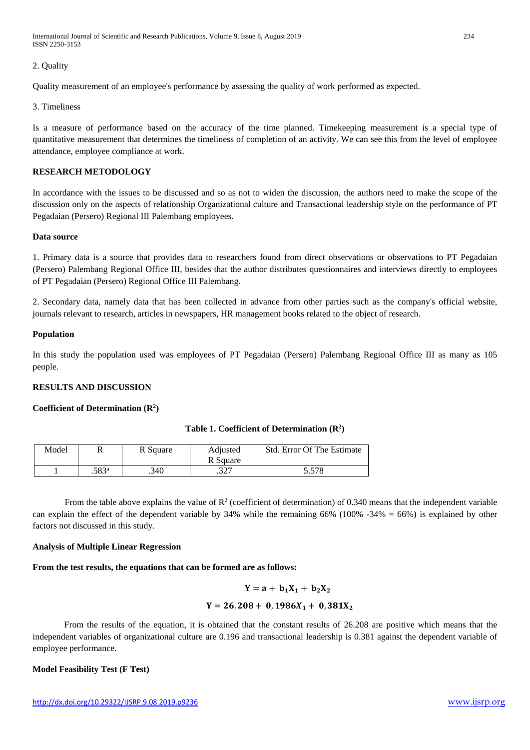2. Quality

Quality measurement of an employee's performance by assessing the quality of work performed as expected.

3. Timeliness

Is a measure of performance based on the accuracy of the time planned. Timekeeping measurement is a special type of quantitative measurement that determines the timeliness of completion of an activity. We can see this from the level of employee attendance, employee compliance at work.

## RESEARCH METODOLOGY

In accordance with the issues to be discussed and so as not to widen the discussion, the authors need to make the scope of the discussion only on the aspects of relationship Organizational culture and Transactional leadership style on the performance of PT Pegadaian (Persero) Regional III Palembang employees.

### Data source

1. Primary data is a source that provides data to researchers found from direct observations or observations to PT Pegadaian (Persero) Palembang Regional Office III, besides that the author distributes questionnaires and interviews directly to employees of PT Pegadaian (Persero) Regional Office III Palembang.

2. Secondary data, namely data that has been collected in advance from other parties such as the company's official website, journals relevant to research, articles in newspapers, HR management books related to the object of research.

### Population

In this study the population used was employees of PT Pegadaian (Persero) Palembang Regional Office III as many as 105 people.

## RESULTS AND DISCUSSION

### Coefficient of Determination ($R^2$)

**Table 1. Coefficient of Determination ($R^2$)**

| Model | R | R Square | Adjusted R Square | Std. Error Of The Estimate |
|---|---|---|---|---|
| 1 | .583[a] | .340 | .327 | 5.578 |

From the table above explains the value of $R^2$ (coefficient of determination) of 0.340 means that the independent variable can explain the effect of the dependent variable by 34% while the remaining 66% (100% -34% = 66%) is explained by other factors not discussed in this study.

### Analysis of Multiple Linear Regression

**From the test results, the equations that can be formed are as follows:**

$$\mathbf{Y = a + b_1X_1 + b_2X_2}$$

$$\mathbf{Y = 26.208 + 0,1986X_1 + 0,381X_2}$$

From the results of the equation, it is obtained that the constant results of 26.208 are positive which means that the independent variables of organizational culture are 0.196 and transactional leadership is 0.381 against the dependent variable of employee performance.

### Model Feasibility Test (F Test)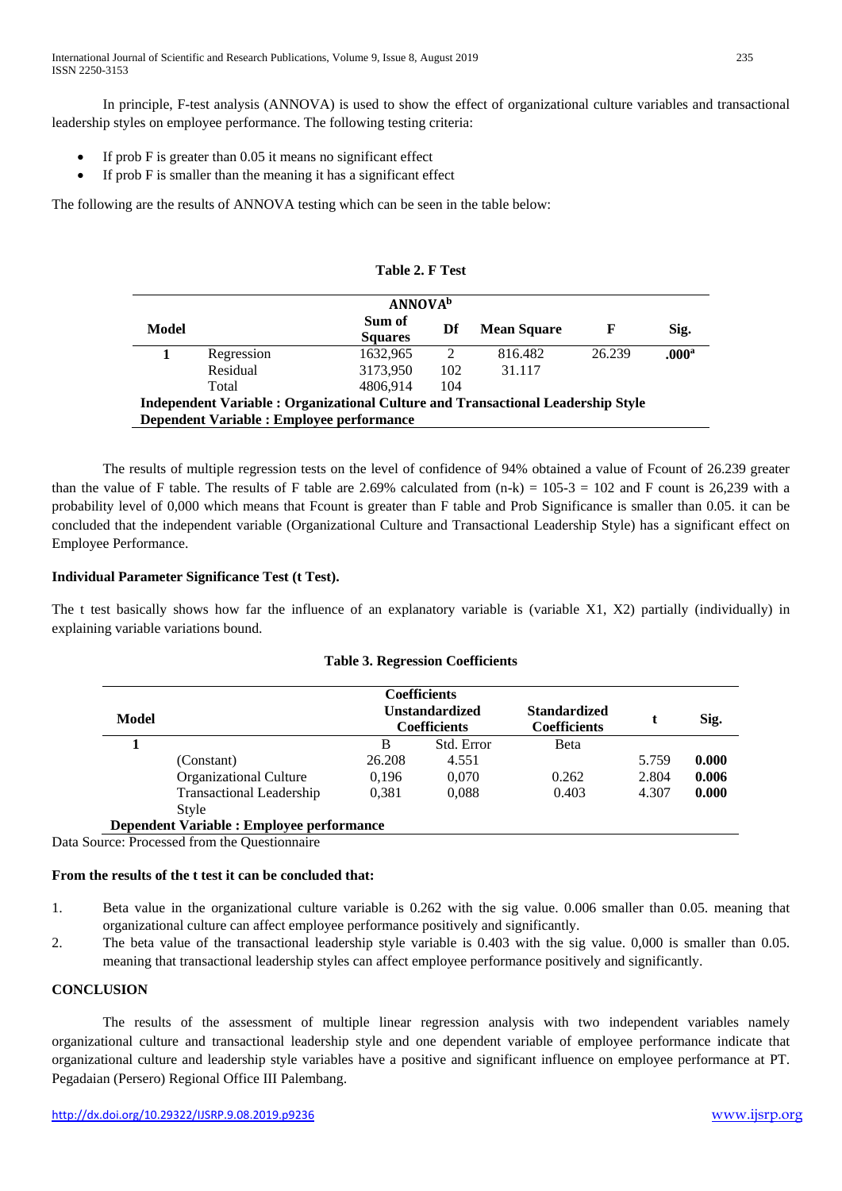In principle, F-test analysis (ANNOVA) is used to show the effect of organizational culture variables and transactional leadership styles on employee performance. The following testing criteria:

- If prob F is greater than 0.05 it means no significant effect
- If prob F is smaller than the meaning it has a significant effect

The following are the results of ANNOVA testing which can be seen in the table below:

**Table 2. F Test**

| ANNOVA[b] | | | | | | |
|---|---|---|---|---|---|---|
| **Model** | | **Sum of Squares** | **Df** | **Mean Square** | **F** | **Sig.** |
| **1** | Regression | 1632,965 | 2 | 816.482 | 26.239 | **.000[a]** |
| | Residual | 3173,950 | 102 | 31.117 | | |
| | Total | 4806,914 | 104 | | | |
| **Independent Variable : Organizational Culture and Transactional Leadership Style** | | | | | | |
| **Dependent Variable : Employee performance** | | | | | | |

The results of multiple regression tests on the level of confidence of 94% obtained a value of Fcount of 26.239 greater than the value of F table. The results of F table are 2.69% calculated from (n-k) = 105-3 = 102 and F count is 26,239 with a probability level of 0,000 which means that Fcount is greater than F table and Prob Significance is smaller than 0.05. it can be concluded that the independent variable (Organizational Culture and Transactional Leadership Style) has a significant effect on Employee Performance.

**Individual Parameter Significance Test (t Test).**

The t test basically shows how far the influence of an explanatory variable is (variable X1, X2) partially (individually) in explaining variable variations bound.

**Table 3. Regression Coefficients**

| **Model** | | **Coefficients Unstandardized Coefficients** | | **Standardized Coefficients** | **t** | **Sig.** |
|---|---|---|---|---|---|---|
| **1** | | B | Std. Error | Beta | | |
| | (Constant) | 26.208 | 4.551 | | 5.759 | **0.000** |
| | Organizational Culture | 0,196 | 0,070 | 0.262 | 2.804 | **0.006** |
| | Transactional Leadership Style | 0,381 | 0,088 | 0.403 | 4.307 | **0.000** |
| **Dependent Variable : Employee performance** | | | | | | |

Data Source: Processed from the Questionnaire

**From the results of the t test it can be concluded that:**

1. Beta value in the organizational culture variable is 0.262 with the sig value. 0.006 smaller than 0.05. meaning that organizational culture can affect employee performance positively and significantly.
2. The beta value of the transactional leadership style variable is 0.403 with the sig value. 0,000 is smaller than 0.05. meaning that transactional leadership styles can affect employee performance positively and significantly.

## CONCLUSION

The results of the assessment of multiple linear regression analysis with two independent variables namely organizational culture and transactional leadership style and one dependent variable of employee performance indicate that organizational culture and leadership style variables have a positive and significant influence on employee performance at PT. Pegadaian (Persero) Regional Office III Palembang.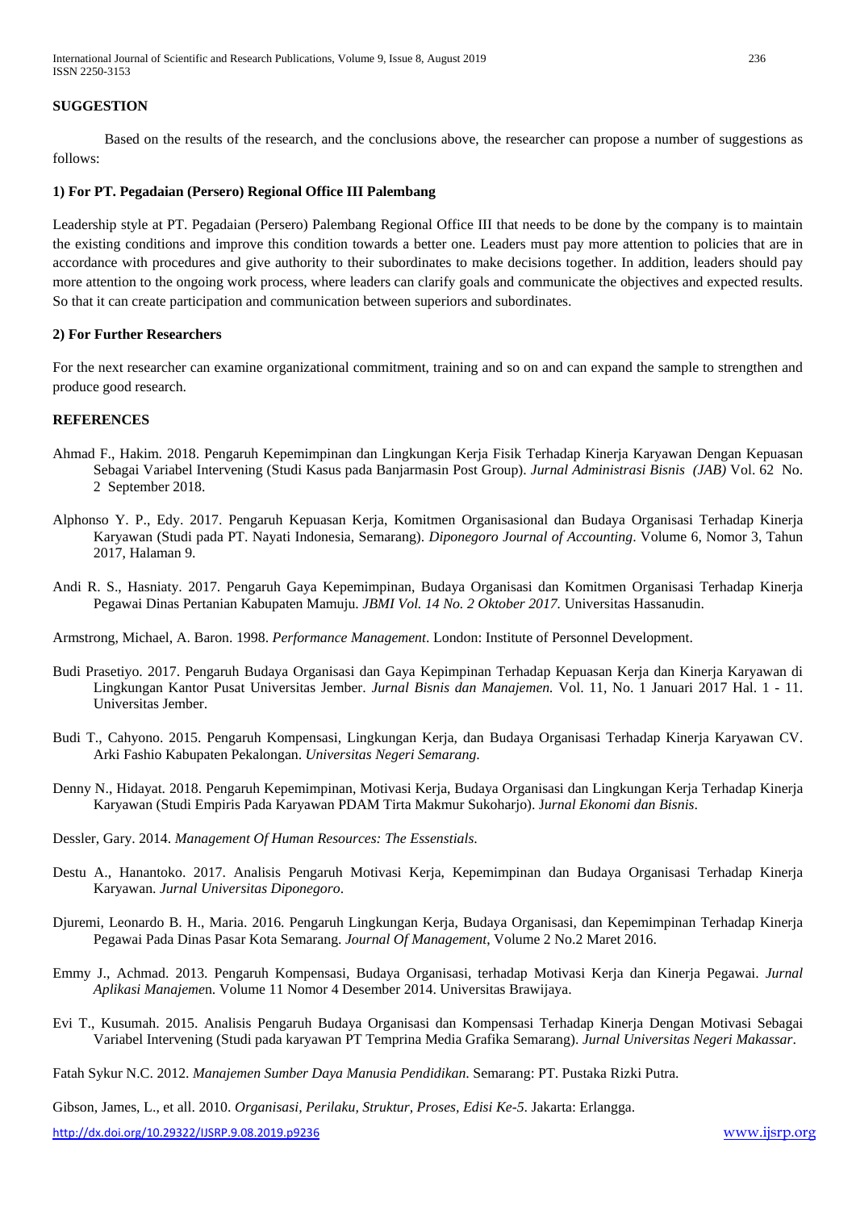## SUGGESTION

Based on the results of the research, and the conclusions above, the researcher can propose a number of suggestions as follows:

### 1) For PT. Pegadaian (Persero) Regional Office III Palembang

Leadership style at PT. Pegadaian (Persero) Palembang Regional Office III that needs to be done by the company is to maintain the existing conditions and improve this condition towards a better one. Leaders must pay more attention to policies that are in accordance with procedures and give authority to their subordinates to make decisions together. In addition, leaders should pay more attention to the ongoing work process, where leaders can clarify goals and communicate the objectives and expected results. So that it can create participation and communication between superiors and subordinates.

### 2) For Further Researchers

For the next researcher can examine organizational commitment, training and so on and can expand the sample to strengthen and produce good research.

## REFERENCES

Ahmad F., Hakim. 2018. Pengaruh Kepemimpinan dan Lingkungan Kerja Fisik Terhadap Kinerja Karyawan Dengan Kepuasan Sebagai Variabel Intervening (Studi Kasus pada Banjarmasin Post Group). *Jurnal Administrasi Bisnis (JAB)* Vol. 62 No. 2 September 2018.

Alphonso Y. P., Edy. 2017. Pengaruh Kepuasan Kerja, Komitmen Organisasional dan Budaya Organisasi Terhadap Kinerja Karyawan (Studi pada PT. Nayati Indonesia, Semarang). *Diponegoro Journal of Accounting*. Volume 6, Nomor 3, Tahun 2017, Halaman 9.

Andi R. S., Hasniaty. 2017. Pengaruh Gaya Kepemimpinan, Budaya Organisasi dan Komitmen Organisasi Terhadap Kinerja Pegawai Dinas Pertanian Kabupaten Mamuju. *JBMI Vol. 14 No. 2 Oktober 2017.* Universitas Hassanudin.

Armstrong, Michael, A. Baron. 1998. *Performance Management*. London: Institute of Personnel Development.

Budi Prasetiyo. 2017. Pengaruh Budaya Organisasi dan Gaya Kepimpinan Terhadap Kepuasan Kerja dan Kinerja Karyawan di Lingkungan Kantor Pusat Universitas Jember. *Jurnal Bisnis dan Manajemen.* Vol. 11, No. 1 Januari 2017 Hal. 1 - 11. Universitas Jember.

Budi T., Cahyono. 2015. Pengaruh Kompensasi, Lingkungan Kerja, dan Budaya Organisasi Terhadap Kinerja Karyawan CV. Arki Fashio Kabupaten Pekalongan. *Universitas Negeri Semarang.*

Denny N., Hidayat. 2018. Pengaruh Kepemimpinan, Motivasi Kerja, Budaya Organisasi dan Lingkungan Kerja Terhadap Kinerja Karyawan (Studi Empiris Pada Karyawan PDAM Tirta Makmur Sukoharjo). J*urnal Ekonomi dan Bisnis*.

Dessler, Gary. 2014. *Management Of Human Resources: The Essentials*.

Destu A., Hanantoko. 2017. Analisis Pengaruh Motivasi Kerja, Kepemimpinan dan Budaya Organisasi Terhadap Kinerja Karyawan. *Jurnal Universitas Diponegoro*.

Djuremi, Leonardo B. H., Maria. 2016. Pengaruh Lingkungan Kerja, Budaya Organisasi, dan Kepemimpinan Terhadap Kinerja Pegawai Pada Dinas Pasar Kota Semarang. *Journal Of Management*, Volume 2 No.2 Maret 2016.

Emmy J., Achmad. 2013. Pengaruh Kompensasi, Budaya Organisasi, terhadap Motivasi Kerja dan Kinerja Pegawai. *Jurnal Aplikasi Manajeme*n. Volume 11 Nomor 4 Desember 2014. Universitas Brawijaya.

Evi T., Kusumah. 2015. Analisis Pengaruh Budaya Organisasi dan Kompensasi Terhadap Kinerja Dengan Motivasi Sebagai Variabel Intervening (Studi pada karyawan PT Temprina Media Grafika Semarang). *Jurnal Universitas Negeri Makassar*.

Fatah Sykur N.C. 2012. *Manajemen Sumber Daya Manusia Pendidikan.* Semarang: PT. Pustaka Rizki Putra.

Gibson, James, L., et all. 2010. *Organisasi, Perilaku, Struktur, Proses, Edisi Ke-5*. Jakarta: Erlangga.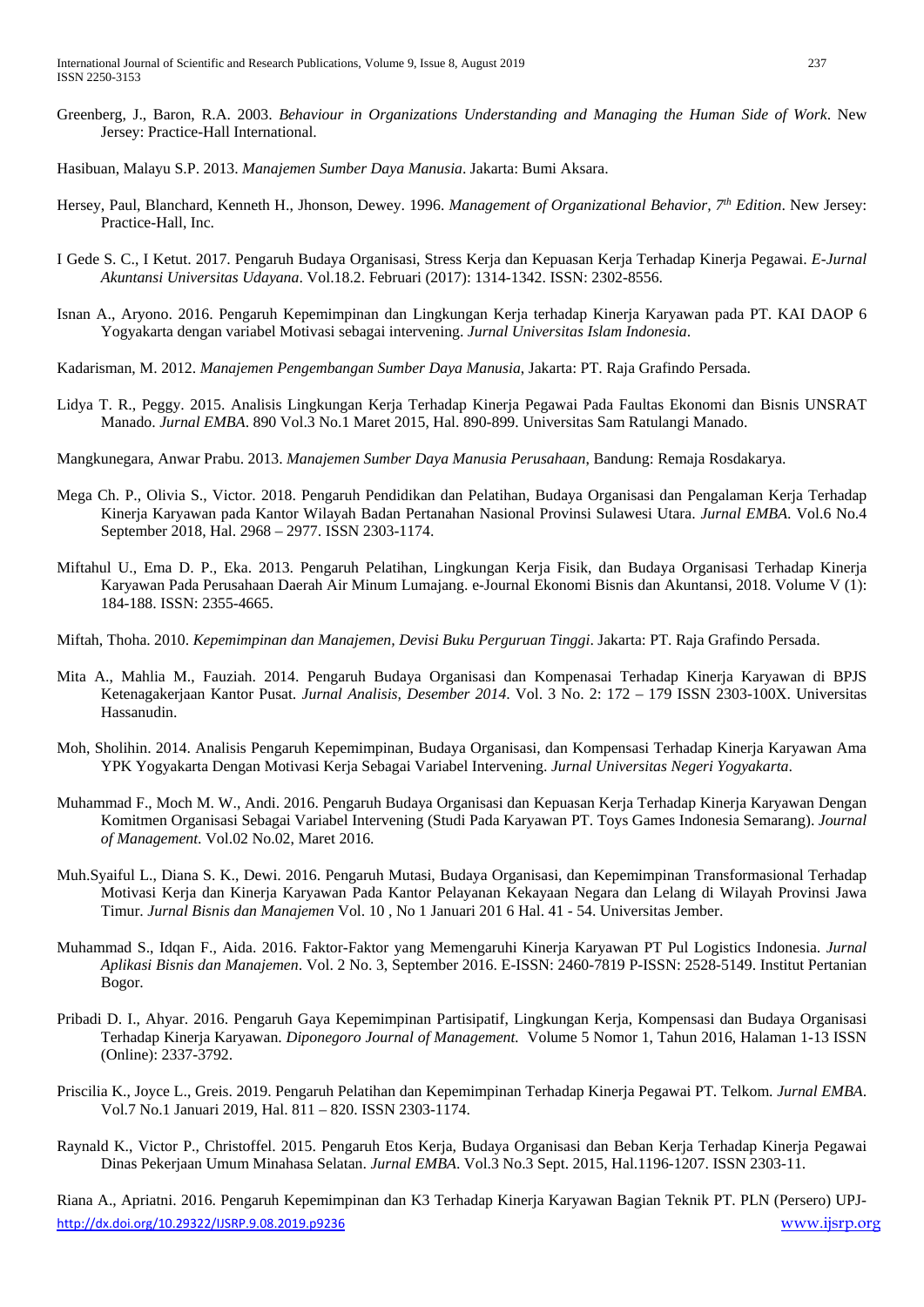Greenberg, J., Baron, R.A. 2003. *Behaviour in Organizations Understanding and Managing the Human Side of Work*. New Jersey: Practice-Hall International.

Hasibuan, Malayu S.P. 2013. *Manajemen Sumber Daya Manusia*. Jakarta: Bumi Aksara.

Hersey, Paul, Blanchard, Kenneth H., Jhonson, Dewey. 1996. *Management of Organizational Behavior, 7th Edition*. New Jersey: Practice-Hall, Inc.

I Gede S. C., I Ketut. 2017. Pengaruh Budaya Organisasi, Stress Kerja dan Kepuasan Kerja Terhadap Kinerja Pegawai. *E-Jurnal Akuntansi Universitas Udayana*. Vol.18.2. Februari (2017): 1314-1342. ISSN: 2302-8556.

Isnan A., Aryono. 2016. Pengaruh Kepemimpinan dan Lingkungan Kerja terhadap Kinerja Karyawan pada PT. KAI DAOP 6 Yogyakarta dengan variabel Motivasi sebagai intervening. *Jurnal Universitas Islam Indonesia*.

Kadarisman, M. 2012. *Manajemen Pengembangan Sumber Daya Manusia*, Jakarta: PT. Raja Grafindo Persada.

Lidya T. R., Peggy. 2015. Analisis Lingkungan Kerja Terhadap Kinerja Pegawai Pada Faultas Ekonomi dan Bisnis UNSRAT Manado. *Jurnal EMBA*. 890 Vol.3 No.1 Maret 2015, Hal. 890-899. Universitas Sam Ratulangi Manado.

Mangkunegara, Anwar Prabu. 2013. *Manajemen Sumber Daya Manusia Perusahaan*, Bandung: Remaja Rosdakarya.

Mega Ch. P., Olivia S., Victor. 2018. Pengaruh Pendidikan dan Pelatihan, Budaya Organisasi dan Pengalaman Kerja Terhadap Kinerja Karyawan pada Kantor Wilayah Badan Pertanahan Nasional Provinsi Sulawesi Utara. *Jurnal EMBA*. Vol.6 No.4 September 2018, Hal. 2968 – 2977. ISSN 2303-1174.

Miftahul U., Ema D. P., Eka. 2013. Pengaruh Pelatihan, Lingkungan Kerja Fisik, dan Budaya Organisasi Terhadap Kinerja Karyawan Pada Perusahaan Daerah Air Minum Lumajang. e-Journal Ekonomi Bisnis dan Akuntansi, 2018. Volume V (1): 184-188. ISSN: 2355-4665.

Miftah, Thoha. 2010. *Kepemimpinan dan Manajemen, Devisi Buku Perguruan Tinggi*. Jakarta: PT. Raja Grafindo Persada.

Mita A., Mahlia M., Fauziah. 2014. Pengaruh Budaya Organisasi dan Kompenasai Terhadap Kinerja Karyawan di BPJS Ketenagakerjaan Kantor Pusat. *Jurnal Analisis, Desember 2014*. Vol. 3 No. 2: 172 – 179 ISSN 2303-100X. Universitas Hassanudin.

Moh, Sholihin. 2014. Analisis Pengaruh Kepemimpinan, Budaya Organisasi, dan Kompensasi Terhadap Kinerja Karyawan Ama YPK Yogyakarta Dengan Motivasi Kerja Sebagai Variabel Intervening. *Jurnal Universitas Negeri Yogyakarta*.

Muhammad F., Moch M. W., Andi. 2016. Pengaruh Budaya Organisasi dan Kepuasan Kerja Terhadap Kinerja Karyawan Dengan Komitmen Organisasi Sebagai Variabel Intervening (Studi Pada Karyawan PT. Toys Games Indonesia Semarang). *Journal of Management*. Vol.02 No.02, Maret 2016.

Muh.Syaiful L., Diana S. K., Dewi. 2016. Pengaruh Mutasi, Budaya Organisasi, dan Kepemimpinan Transformasional Terhadap Motivasi Kerja dan Kinerja Karyawan Pada Kantor Pelayanan Kekayaan Negara dan Lelang di Wilayah Provinsi Jawa Timur. *Jurnal Bisnis dan Manajemen* Vol. 10 , No 1 Januari 201 6 Hal. 41 - 54. Universitas Jember.

Muhammad S., Idqan F., Aida. 2016. Faktor-Faktor yang Memengaruhi Kinerja Karyawan PT Pul Logistics Indonesia. *Jurnal Aplikasi Bisnis dan Manajemen*. Vol. 2 No. 3, September 2016. E-ISSN: 2460-7819 P-ISSN: 2528-5149. Institut Pertanian Bogor.

Pribadi D. I., Ahyar. 2016. Pengaruh Gaya Kepemimpinan Partisipatif, Lingkungan Kerja, Kompensasi dan Budaya Organisasi Terhadap Kinerja Karyawan. *Diponegoro Journal of Management.* Volume 5 Nomor 1, Tahun 2016, Halaman 1-13 ISSN (Online): 2337-3792.

Priscilia K., Joyce L., Greis. 2019. Pengaruh Pelatihan dan Kepemimpinan Terhadap Kinerja Pegawai PT. Telkom. *Jurnal EMBA*. Vol.7 No.1 Januari 2019, Hal. 811 – 820. ISSN 2303-1174.

Raynald K., Victor P., Christoffel. 2015. Pengaruh Etos Kerja, Budaya Organisasi dan Beban Kerja Terhadap Kinerja Pegawai Dinas Pekerjaan Umum Minahasa Selatan. *Jurnal EMBA*. Vol.3 No.3 Sept. 2015, Hal.1196-1207. ISSN 2303-11.

Riana A., Apriatni. 2016. Pengaruh Kepemimpinan dan K3 Terhadap Kinerja Karyawan Bagian Teknik PT. PLN (Persero) UPJ-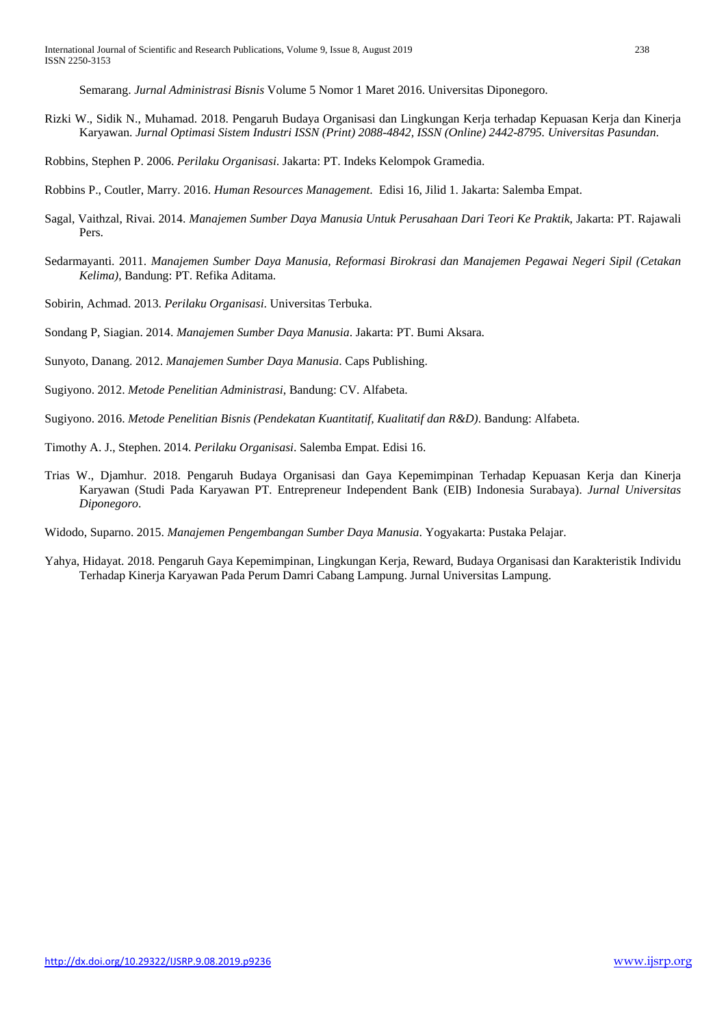Semarang. *Jurnal Administrasi Bisnis* Volume 5 Nomor 1 Maret 2016. Universitas Diponegoro.

Rizki W., Sidik N., Muhamad. 2018. Pengaruh Budaya Organisasi dan Lingkungan Kerja terhadap Kepuasan Kerja dan Kinerja Karyawan. *Jurnal Optimasi Sistem Industri ISSN (Print) 2088-4842, ISSN (Online) 2442-8795. Universitas Pasundan.*

Robbins, Stephen P. 2006. *Perilaku Organisasi*. Jakarta: PT. Indeks Kelompok Gramedia.

Robbins P., Coutler, Marry. 2016. *Human Resources Management*. Edisi 16, Jilid 1. Jakarta: Salemba Empat.

Sagal, Vaithzal, Rivai. 2014. *Manajemen Sumber Daya Manusia Untuk Perusahaan Dari Teori Ke Praktik*, Jakarta: PT. Rajawali Pers.

Sedarmayanti. 2011. *Manajemen Sumber Daya Manusia, Reformasi Birokrasi dan Manajemen Pegawai Negeri Sipil (Cetakan Kelima)*, Bandung: PT. Refika Aditama.

Sobirin, Achmad. 2013. *Perilaku Organisasi*. Universitas Terbuka.

Sondang P, Siagian. 2014. *Manajemen Sumber Daya Manusia*. Jakarta: PT. Bumi Aksara.

Sunyoto, Danang. 2012. *Manajemen Sumber Daya Manusia*. Caps Publishing.

Sugiyono. 2012. *Metode Penelitian Administrasi*, Bandung: CV. Alfabeta.

Sugiyono. 2016. *Metode Penelitian Bisnis (Pendekatan Kuantitatif, Kualitatif dan R&D)*. Bandung: Alfabeta.

Timothy A. J., Stephen. 2014. *Perilaku Organisasi*. Salemba Empat. Edisi 16.

Trias W., Djamhur. 2018. Pengaruh Budaya Organisasi dan Gaya Kepemimpinan Terhadap Kepuasan Kerja dan Kinerja Karyawan (Studi Pada Karyawan PT. Entrepreneur Independent Bank (EIB) Indonesia Surabaya). *Jurnal Universitas Diponegoro*.

Widodo, Suparno. 2015. *Manajemen Pengembangan Sumber Daya Manusia*. Yogyakarta: Pustaka Pelajar.

Yahya, Hidayat. 2018. Pengaruh Gaya Kepemimpinan, Lingkungan Kerja, Reward, Budaya Organisasi dan Karakteristik Individu Terhadap Kinerja Karyawan Pada Perum Damri Cabang Lampung. Jurnal Universitas Lampung.